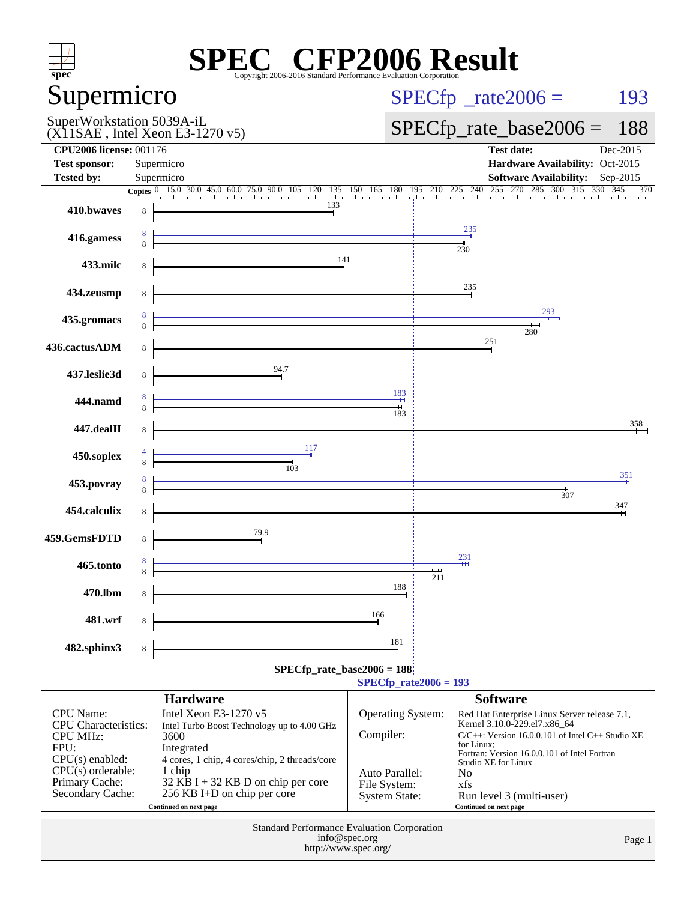# SPEC CFP2006 Result

Copyright 2006-2016 Standard Performance Evaluation Corporation

## Supermicro

SuperWorkstation 5039A-iL
(X11SAE , Intel Xeon E3-1270 v5)

SPECfp_rate2006 = 193

SPECfp_rate_base2006 = 188

| | | | |
|---|---|---|---|
| **CPU2006 license:** 001176 | | **Test date:** | Dec-2015 |
| **Test sponsor:** | Supermicro | **Hardware Availability:** | Oct-2015 |
| **Tested by:** | Supermicro | **Software Availability:** | Sep-2015 |

| Benchmark | Copies (peak) | Peak | Copies (base) | Base |
|---|---|---|---|---|
| 410.bwaves | | | 8 | 133 |
| 416.gamess | 8 | 235 | 8 | 230 |
| 433.milc | | | 8 | 141 |
| 434.zeusmp | | | 8 | 235 |
| 435.gromacs | 8 | 293 | 8 | 280 |
| 436.cactusADM | | | 8 | 251 |
| 437.leslie3d | | | 8 | 94.7 |
| 444.namd | 8 | 183 | 8 | 183 |
| 447.dealII | | | 8 | 358 |
| 450.soplex | 4 | 117 | 8 | 103 |
| 453.povray | 8 | 351 | 8 | 307 |
| 454.calculix | | | 8 | 347 |
| 459.GemsFDTD | | | 8 | 79.9 |
| 465.tonto | 8 | 231 | 8 | 211 |
| 470.lbm | | | 8 | 188 |
| 481.wrf | | | 8 | 166 |
| 482.sphinx3 | | | 8 | 181 |

SPECfp_rate_base2006 = 188

SPECfp_rate2006 = 193

### Hardware

| | |
|---|---|
| CPU Name: | Intel Xeon E3-1270 v5 |
| CPU Characteristics: | Intel Turbo Boost Technology up to 4.00 GHz |
| CPU MHz: | 3600 |
| FPU: | Integrated |
| CPU(s) enabled: | 4 cores, 1 chip, 4 cores/chip, 2 threads/core |
| CPU(s) orderable: | 1 chip |
| Primary Cache: | 32 KB I + 32 KB D on chip per core |
| Secondary Cache: | 256 KB I+D on chip per core |

Continued on next page

### Software

| | |
|---|---|
| Operating System: | Red Hat Enterprise Linux Server release 7.1, Kernel 3.10.0-229.el7.x86_64 |
| Compiler: | C/C++: Version 16.0.0.101 of Intel C++ Studio XE for Linux; Fortran: Version 16.0.0.101 of Intel Fortran Studio XE for Linux |
| Auto Parallel: | No |
| File System: | xfs |
| System State: | Run level 3 (multi-user) |

Continued on next page

Standard Performance Evaluation Corporation
info@spec.org
http://www.spec.org/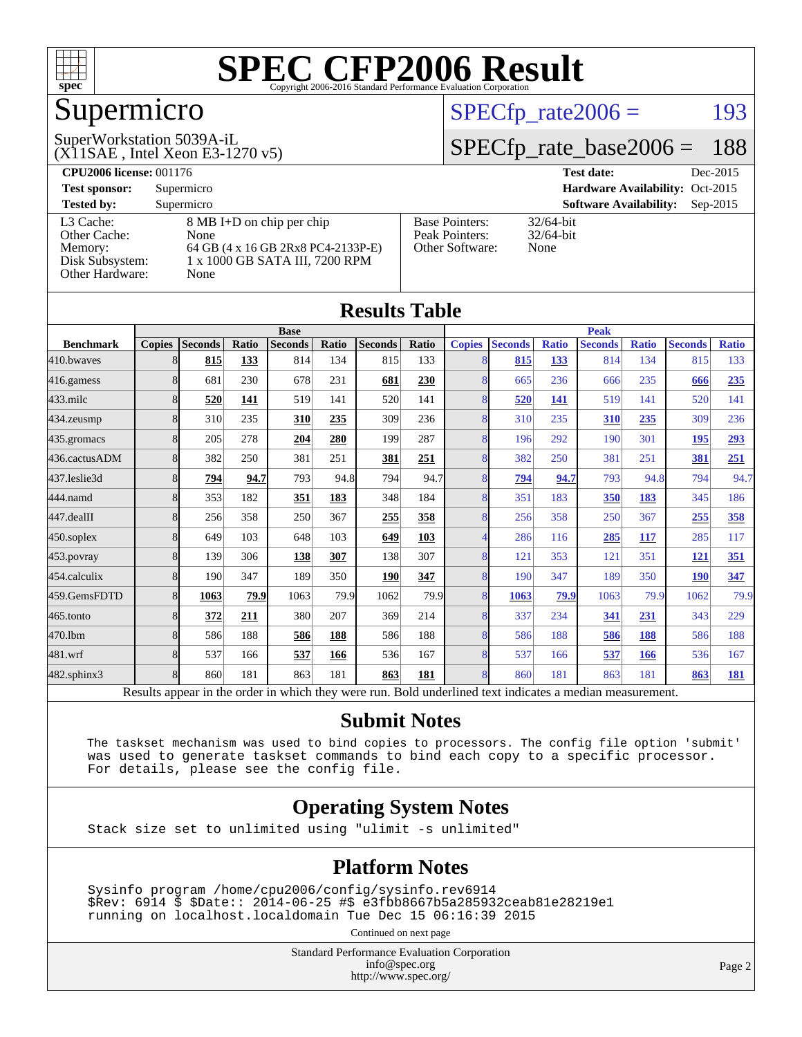# SPEC CFP2006 Result

Copyright 2006-2016 Standard Performance Evaluation Corporation

## Supermicro

SuperWorkstation 5039A-iL
(X11SAE , Intel Xeon E3-1270 v5)

SPECfp_rate2006 = 193

SPECfp_rate_base2006 = 188

| | | | |
|---|---|---|---|
| **CPU2006 license:** 001176 | | **Test date:** | Dec-2015 |
| **Test sponsor:** | Supermicro | **Hardware Availability:** | Oct-2015 |
| **Tested by:** | Supermicro | **Software Availability:** | Sep-2015 |

| | | | |
|---|---|---|---|
| L3 Cache: | 8 MB I+D on chip per chip | Base Pointers: | 32/64-bit |
| Other Cache: | None | Peak Pointers: | 32/64-bit |
| Memory: | 64 GB (4 x 16 GB 2Rx8 PC4-2133P-E) | Other Software: | None |
| Disk Subsystem: | 1 x 1000 GB SATA III, 7200 RPM | | |
| Other Hardware: | None | | |

## Results Table

| Benchmark | Base | | | | | | | Peak | | | | | | |
|---|---|---|---|---|---|---|---|---|---|---|---|---|---|---|
| | Copies | Seconds | Ratio | Seconds | Ratio | Seconds | Ratio | Copies | Seconds | Ratio | Seconds | Ratio | Seconds | Ratio |
| 410.bwaves | 8 | **815** | **133** | 814 | 134 | 815 | 133 | 8 | **815** | **133** | 814 | 134 | 815 | 133 |
| 416.gamess | 8 | 681 | 230 | 678 | 231 | **681** | **230** | 8 | 665 | 236 | 666 | 235 | **666** | **235** |
| 433.milc | 8 | **520** | **141** | 519 | 141 | 520 | 141 | 8 | **520** | **141** | 519 | 141 | 520 | 141 |
| 434.zeusmp | 8 | 310 | 235 | **310** | **235** | 309 | 236 | 8 | 310 | 235 | **310** | **235** | 309 | 236 |
| 435.gromacs | 8 | 205 | 278 | **204** | **280** | 199 | 287 | 8 | 196 | 292 | 190 | 301 | **195** | **293** |
| 436.cactusADM | 8 | 382 | 250 | 381 | 251 | **381** | **251** | 8 | 382 | 250 | 381 | 251 | **381** | **251** |
| 437.leslie3d | 8 | **794** | **94.7** | 793 | 94.8 | 794 | 94.7 | 8 | **794** | **94.7** | 793 | 94.8 | 794 | 94.7 |
| 444.namd | 8 | 353 | 182 | **351** | **183** | 348 | 184 | 8 | 351 | 183 | **350** | **183** | 345 | 186 |
| 447.dealII | 8 | 256 | 358 | 250 | 367 | **255** | **358** | 8 | 256 | 358 | 250 | 367 | **255** | **358** |
| 450.soplex | 8 | 649 | 103 | 648 | 103 | **649** | **103** | 4 | 286 | 116 | **285** | **117** | 285 | 117 |
| 453.povray | 8 | 139 | 306 | **138** | **307** | 138 | 307 | 8 | 121 | 353 | 121 | 351 | **121** | **351** |
| 454.calculix | 8 | 190 | 347 | 189 | 350 | **190** | **347** | 8 | 190 | 347 | 189 | 350 | **190** | **347** |
| 459.GemsFDTD | 8 | **1063** | **79.9** | 1063 | 79.9 | 1062 | 79.9 | 8 | **1063** | **79.9** | 1063 | 79.9 | 1062 | 79.9 |
| 465.tonto | 8 | **372** | **211** | 380 | 207 | 369 | 214 | 8 | 337 | 234 | **341** | **231** | 343 | 229 |
| 470.lbm | 8 | 586 | 188 | **586** | **188** | 586 | 188 | 8 | 586 | 188 | **586** | **188** | 586 | 188 |
| 481.wrf | 8 | 537 | 166 | **537** | **166** | 536 | 167 | 8 | 537 | 166 | **537** | **166** | 536 | 167 |
| 482.sphinx3 | 8 | 860 | 181 | 863 | 181 | **863** | **181** | 8 | 860 | 181 | 863 | 181 | **863** | **181** |

Results appear in the order in which they were run. Bold underlined text indicates a median measurement.

## Submit Notes

```
The taskset mechanism was used to bind copies to processors. The config file option 'submit'
was used to generate taskset commands to bind each copy to a specific processor.
For details, please see the config file.
```

## Operating System Notes

```
Stack size set to unlimited using "ulimit -s unlimited"
```

## Platform Notes

```
Sysinfo program /home/cpu2006/config/sysinfo.rev6914
$Rev: 6914 $ $Date:: 2014-06-25 #$ e3fbb8667b5a285932ceab81e28219e1
running on localhost.localdomain Tue Dec 15 06:16:39 2015
```

Continued on next page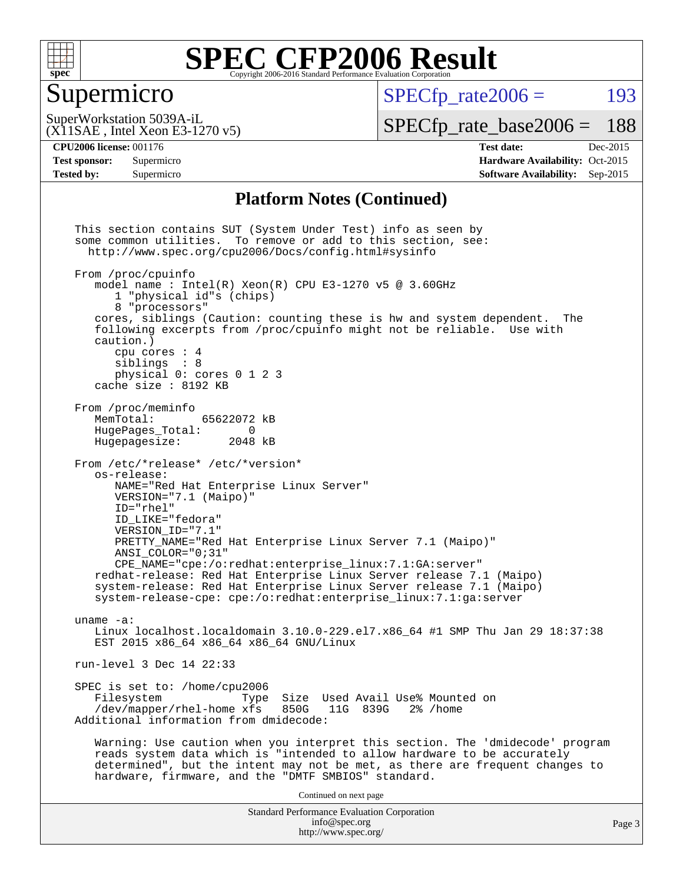# SPEC CFP2006 Result

Copyright 2006-2016 Standard Performance Evaluation Corporation

## Supermicro

SuperWorkstation 5039A-iL
(X11SAE , Intel Xeon E3-1270 v5)

SPECfp_rate2006 = 193

SPECfp_rate_base2006 = 188

| | | | |
|---|---|---|---|
| **CPU2006 license:** 001176 | | **Test date:** | Dec-2015 |
| **Test sponsor:** | Supermicro | **Hardware Availability:** | Oct-2015 |
| **Tested by:** | Supermicro | **Software Availability:** | Sep-2015 |

## Platform Notes (Continued)

```
This section contains SUT (System Under Test) info as seen by
some common utilities.  To remove or add to this section, see:
  http://www.spec.org/cpu2006/Docs/config.html#sysinfo

From /proc/cpuinfo
   model name : Intel(R) Xeon(R) CPU E3-1270 v5 @ 3.60GHz
      1 "physical id"s (chips)
      8 "processors"
   cores, siblings (Caution: counting these is hw and system dependent.  The
   following excerpts from /proc/cpuinfo might not be reliable.  Use with
   caution.)
      cpu cores : 4
      siblings  : 8
      physical 0: cores 0 1 2 3
   cache size : 8192 KB

From /proc/meminfo
   MemTotal:       65622072 kB
   HugePages_Total:       0
   Hugepagesize:       2048 kB

From /etc/*release* /etc/*version*
   os-release:
      NAME="Red Hat Enterprise Linux Server"
      VERSION="7.1 (Maipo)"
      ID="rhel"
      ID_LIKE="fedora"
      VERSION_ID="7.1"
      PRETTY_NAME="Red Hat Enterprise Linux Server 7.1 (Maipo)"
      ANSI_COLOR="0;31"
      CPE_NAME="cpe:/o:redhat:enterprise_linux:7.1:GA:server"
   redhat-release: Red Hat Enterprise Linux Server release 7.1 (Maipo)
   system-release: Red Hat Enterprise Linux Server release 7.1 (Maipo)
   system-release-cpe: cpe:/o:redhat:enterprise_linux:7.1:ga:server

uname -a:
   Linux localhost.localdomain 3.10.0-229.el7.x86_64 #1 SMP Thu Jan 29 18:37:38
   EST 2015 x86_64 x86_64 x86_64 GNU/Linux

run-level 3 Dec 14 22:33

SPEC is set to: /home/cpu2006
   Filesystem            Type  Size  Used Avail Use% Mounted on
   /dev/mapper/rhel-home xfs   850G   11G  839G   2% /home
Additional information from dmidecode:

   Warning: Use caution when you interpret this section. The 'dmidecode' program
   reads system data which is "intended to allow hardware to be accurately
   determined", but the intent may not be met, as there are frequent changes to
   hardware, firmware, and the "DMTF SMBIOS" standard.
```

Continued on next page

Standard Performance Evaluation Corporation
info@spec.org
http://www.spec.org/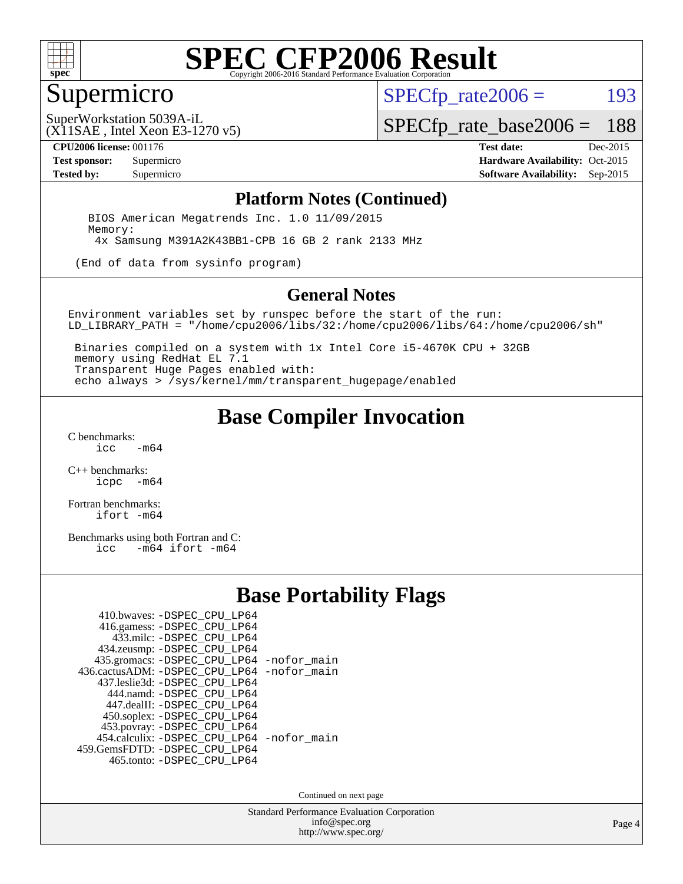# SPEC CFP2006 Result

Copyright 2006-2016 Standard Performance Evaluation Corporation

## Supermicro

SuperWorkstation 5039A-iL
(X11SAE , Intel Xeon E3-1270 v5)

SPECfp_rate2006 = 193

SPECfp_rate_base2006 = 188

| | | | |
|---|---|---|---|
| **CPU2006 license:** 001176 | | **Test date:** | Dec-2015 |
| **Test sponsor:** | Supermicro | **Hardware Availability:** | Oct-2015 |
| **Tested by:** | Supermicro | **Software Availability:** | Sep-2015 |

### Platform Notes (Continued)

```
   BIOS American Megatrends Inc. 1.0 11/09/2015
   Memory:
    4x Samsung M391A2K43BB1-CPB 16 GB 2 rank 2133 MHz

 (End of data from sysinfo program)
```

### General Notes

```
Environment variables set by runspec before the start of the run:
LD_LIBRARY_PATH = "/home/cpu2006/libs/32:/home/cpu2006/libs/64:/home/cpu2006/sh"

 Binaries compiled on a system with 1x Intel Core i5-4670K CPU + 32GB
 memory using RedHat EL 7.1
 Transparent Huge Pages enabled with:
 echo always > /sys/kernel/mm/transparent_hugepage/enabled
```

## Base Compiler Invocation

C benchmarks:
`icc -m64`

C++ benchmarks:
`icpc -m64`

Fortran benchmarks:
`ifort -m64`

Benchmarks using both Fortran and C:
`icc -m64 ifort -m64`

## Base Portability Flags

| Benchmark | Flags |
|---|---|
| 410.bwaves: | -DSPEC_CPU_LP64 |
| 416.gamess: | -DSPEC_CPU_LP64 |
| 433.milc: | -DSPEC_CPU_LP64 |
| 434.zeusmp: | -DSPEC_CPU_LP64 |
| 435.gromacs: | -DSPEC_CPU_LP64 -nofor_main |
| 436.cactusADM: | -DSPEC_CPU_LP64 -nofor_main |
| 437.leslie3d: | -DSPEC_CPU_LP64 |
| 444.namd: | -DSPEC_CPU_LP64 |
| 447.dealII: | -DSPEC_CPU_LP64 |
| 450.soplex: | -DSPEC_CPU_LP64 |
| 453.povray: | -DSPEC_CPU_LP64 |
| 454.calculix: | -DSPEC_CPU_LP64 -nofor_main |
| 459.GemsFDTD: | -DSPEC_CPU_LP64 |
| 465.tonto: | -DSPEC_CPU_LP64 |

Continued on next page

Standard Performance Evaluation Corporation
info@spec.org
http://www.spec.org/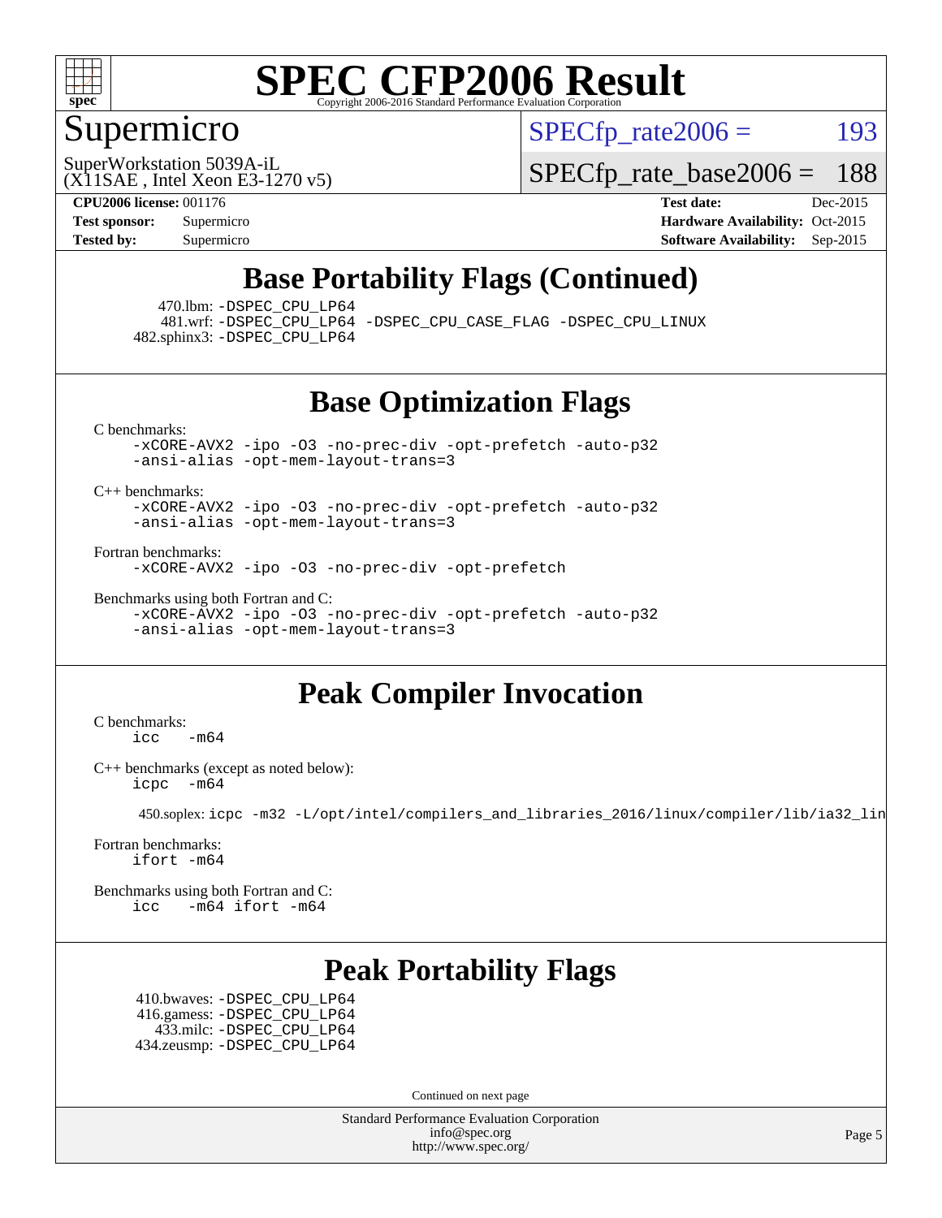# SPEC CFP2006 Result

Copyright 2006-2016 Standard Performance Evaluation Corporation

## Supermicro

SuperWorkstation 5039A-iL
(X11SAE , Intel Xeon E3-1270 v5)

SPECfp_rate2006 = 193

SPECfp_rate_base2006 = 188

| | | | |
|---|---|---|---|
| **CPU2006 license:** 001176 | | **Test date:** | Dec-2015 |
| **Test sponsor:** | Supermicro | **Hardware Availability:** | Oct-2015 |
| **Tested by:** | Supermicro | **Software Availability:** | Sep-2015 |

## Base Portability Flags (Continued)

470.lbm: -DSPEC_CPU_LP64
481.wrf: -DSPEC_CPU_LP64 -DSPEC_CPU_CASE_FLAG -DSPEC_CPU_LINUX
482.sphinx3: -DSPEC_CPU_LP64

## Base Optimization Flags

C benchmarks:
```
-xCORE-AVX2 -ipo -O3 -no-prec-div -opt-prefetch -auto-p32
-ansi-alias -opt-mem-layout-trans=3
```

C++ benchmarks:
```
-xCORE-AVX2 -ipo -O3 -no-prec-div -opt-prefetch -auto-p32
-ansi-alias -opt-mem-layout-trans=3
```

Fortran benchmarks:
```
-xCORE-AVX2 -ipo -O3 -no-prec-div -opt-prefetch
```

Benchmarks using both Fortran and C:
```
-xCORE-AVX2 -ipo -O3 -no-prec-div -opt-prefetch -auto-p32
-ansi-alias -opt-mem-layout-trans=3
```

## Peak Compiler Invocation

C benchmarks:
```
icc  -m64
```

C++ benchmarks (except as noted below):
```
icpc  -m64
```

450.soplex: icpc -m32 -L/opt/intel/compilers_and_libraries_2016/linux/compiler/lib/ia32_lin

Fortran benchmarks:
```
ifort -m64
```

Benchmarks using both Fortran and C:
```
icc  -m64 ifort -m64
```

## Peak Portability Flags

410.bwaves: -DSPEC_CPU_LP64
416.gamess: -DSPEC_CPU_LP64
433.milc: -DSPEC_CPU_LP64
434.zeusmp: -DSPEC_CPU_LP64

Continued on next page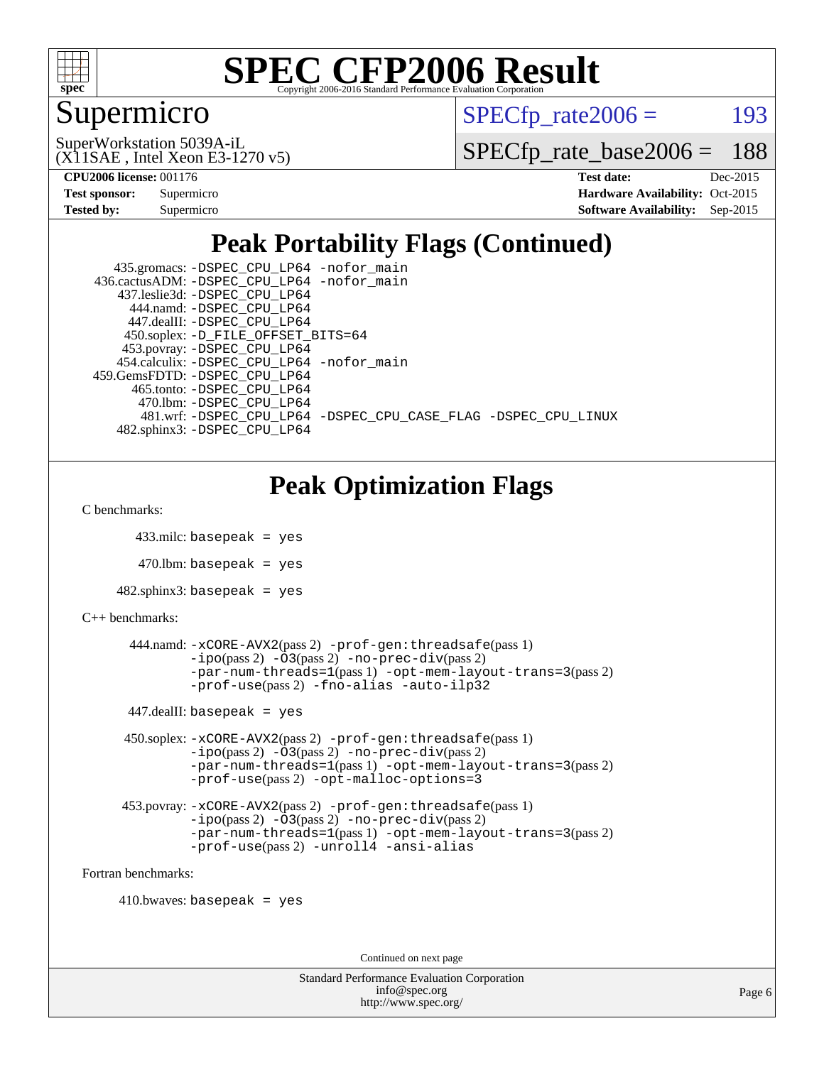# SPEC CFP2006 Result

Copyright 2006-2016 Standard Performance Evaluation Corporation

## Supermicro

SuperWorkstation 5039A-iL
(X11SAE , Intel Xeon E3-1270 v5)

SPECfp_rate2006 = 193

SPECfp_rate_base2006 = 188

**CPU2006 license:** 001176
**Test sponsor:** Supermicro
**Tested by:** Supermicro

**Test date:** Dec-2015
**Hardware Availability:** Oct-2015
**Software Availability:** Sep-2015

## Peak Portability Flags (Continued)

```
     435.gromacs: -DSPEC_CPU_LP64 -nofor_main
  436.cactusADM: -DSPEC_CPU_LP64 -nofor_main
     437.leslie3d: -DSPEC_CPU_LP64
        444.namd: -DSPEC_CPU_LP64
        447.dealII: -DSPEC_CPU_LP64
      450.soplex: -D_FILE_OFFSET_BITS=64
      453.povray: -DSPEC_CPU_LP64
     454.calculix: -DSPEC_CPU_LP64 -nofor_main
  459.GemsFDTD: -DSPEC_CPU_LP64
        465.tonto: -DSPEC_CPU_LP64
          470.lbm: -DSPEC_CPU_LP64
          481.wrf: -DSPEC_CPU_LP64 -DSPEC_CPU_CASE_FLAG -DSPEC_CPU_LINUX
     482.sphinx3: -DSPEC_CPU_LP64
```

## Peak Optimization Flags

C benchmarks:

433.milc: `basepeak = yes`

470.lbm: `basepeak = yes`

482.sphinx3: `basepeak = yes`

C++ benchmarks:

444.namd: `-xCORE-AVX2`(pass 2) `-prof-gen:threadsafe`(pass 1) `-ipo`(pass 2) `-O3`(pass 2) `-no-prec-div`(pass 2) `-par-num-threads=1`(pass 1) `-opt-mem-layout-trans=3`(pass 2) `-prof-use`(pass 2) `-fno-alias` `-auto-ilp32`

447.dealII: `basepeak = yes`

450.soplex: `-xCORE-AVX2`(pass 2) `-prof-gen:threadsafe`(pass 1) `-ipo`(pass 2) `-O3`(pass 2) `-no-prec-div`(pass 2) `-par-num-threads=1`(pass 1) `-opt-mem-layout-trans=3`(pass 2) `-prof-use`(pass 2) `-opt-malloc-options=3`

453.povray: `-xCORE-AVX2`(pass 2) `-prof-gen:threadsafe`(pass 1) `-ipo`(pass 2) `-O3`(pass 2) `-no-prec-div`(pass 2) `-par-num-threads=1`(pass 1) `-opt-mem-layout-trans=3`(pass 2) `-prof-use`(pass 2) `-unroll4` `-ansi-alias`

Fortran benchmarks:

410.bwaves: `basepeak = yes`

Continued on next page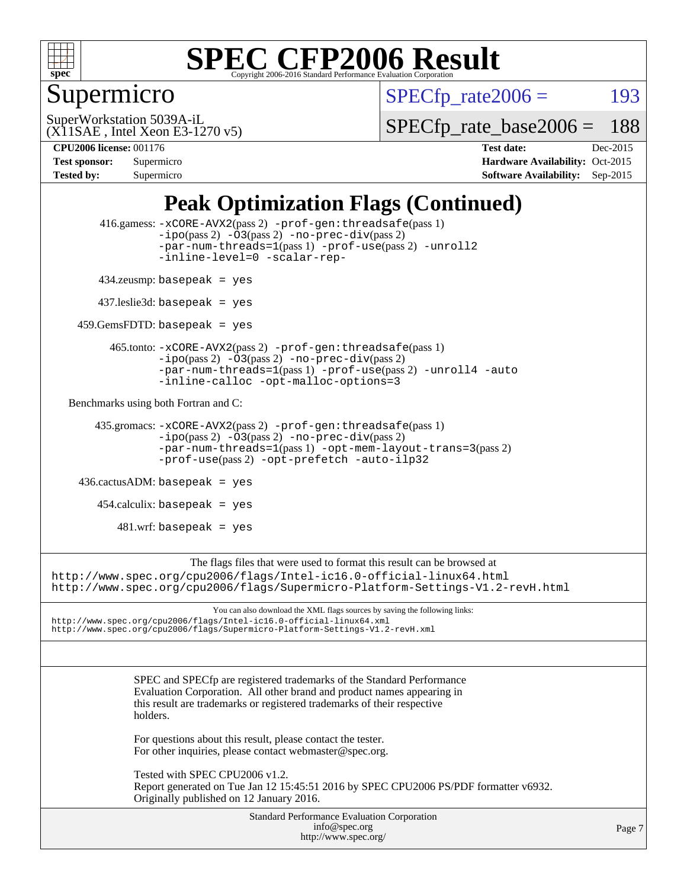# Peak Optimization Flags (Continued)

416.gamess: -xCORE-AVX2(pass 2) -prof-gen:threadsafe(pass 1) -ipo(pass 2) -O3(pass 2) -no-prec-div(pass 2) -par-num-threads=1(pass 1) -prof-use(pass 2) -unroll2 -inline-level=0 -scalar-rep-

434.zeusmp: basepeak = yes

437.leslie3d: basepeak = yes

459.GemsFDTD: basepeak = yes

465.tonto: -xCORE-AVX2(pass 2) -prof-gen:threadsafe(pass 1) -ipo(pass 2) -O3(pass 2) -no-prec-div(pass 2) -par-num-threads=1(pass 1) -prof-use(pass 2) -unroll4 -auto -inline-calloc -opt-malloc-options=3

Benchmarks using both Fortran and C:

435.gromacs: -xCORE-AVX2(pass 2) -prof-gen:threadsafe(pass 1) -ipo(pass 2) -O3(pass 2) -no-prec-div(pass 2) -par-num-threads=1(pass 1) -opt-mem-layout-trans=3(pass 2) -prof-use(pass 2) -opt-prefetch -auto-ilp32

436.cactusADM: basepeak = yes

454.calculix: basepeak = yes

481.wrf: basepeak = yes

The flags files that were used to format this result can be browsed at
http://www.spec.org/cpu2006/flags/Intel-ic16.0-official-linux64.html
http://www.spec.org/cpu2006/flags/Supermicro-Platform-Settings-V1.2-revH.html

You can also download the XML flags sources by saving the following links:
http://www.spec.org/cpu2006/flags/Intel-ic16.0-official-linux64.xml
http://www.spec.org/cpu2006/flags/Supermicro-Platform-Settings-V1.2-revH.xml

SPEC and SPECfp are registered trademarks of the Standard Performance Evaluation Corporation. All other brand and product names appearing in this result are trademarks or registered trademarks of their respective holders.

For questions about this result, please contact the tester.
For other inquiries, please contact webmaster@spec.org.

Tested with SPEC CPU2006 v1.2.
Report generated on Tue Jan 12 15:45:51 2016 by SPEC CPU2006 PS/PDF formatter v6932.
Originally published on 12 January 2016.